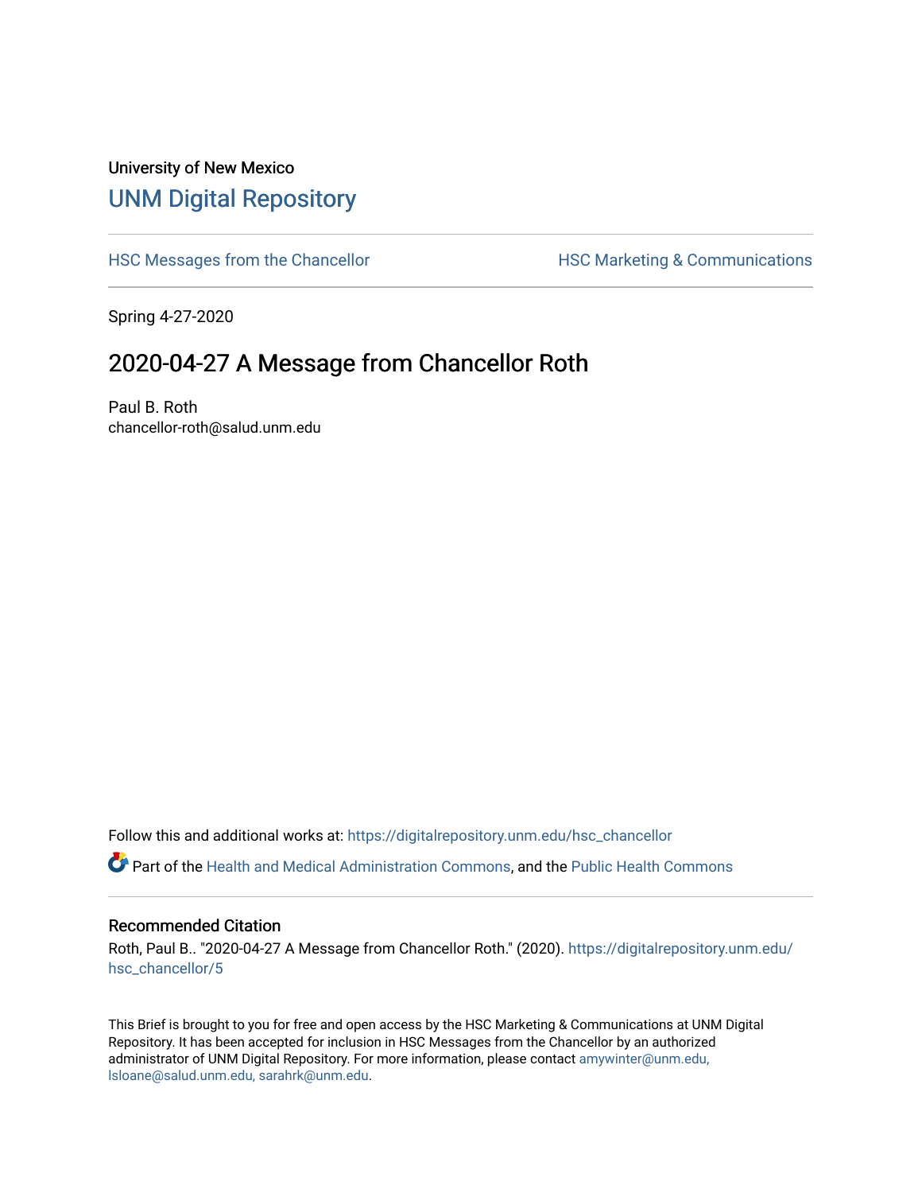University of New Mexico

# UNM Digital Repository

HSC Messages from the Chancellor

HSC Marketing & Communications

Spring 4-27-2020

## 2020-04-27 A Message from Chancellor Roth

Paul B. Roth
chancellor-roth@salud.unm.edu

Follow this and additional works at: https://digitalrepository.unm.edu/hsc_chancellor

Part of the Health and Medical Administration Commons, and the Public Health Commons

### Recommended Citation

Roth, Paul B.. "2020-04-27 A Message from Chancellor Roth." (2020). https://digitalrepository.unm.edu/hsc_chancellor/5

This Brief is brought to you for free and open access by the HSC Marketing & Communications at UNM Digital Repository. It has been accepted for inclusion in HSC Messages from the Chancellor by an authorized administrator of UNM Digital Repository. For more information, please contact amywinter@unm.edu, lsloane@salud.unm.edu, sarahrk@unm.edu.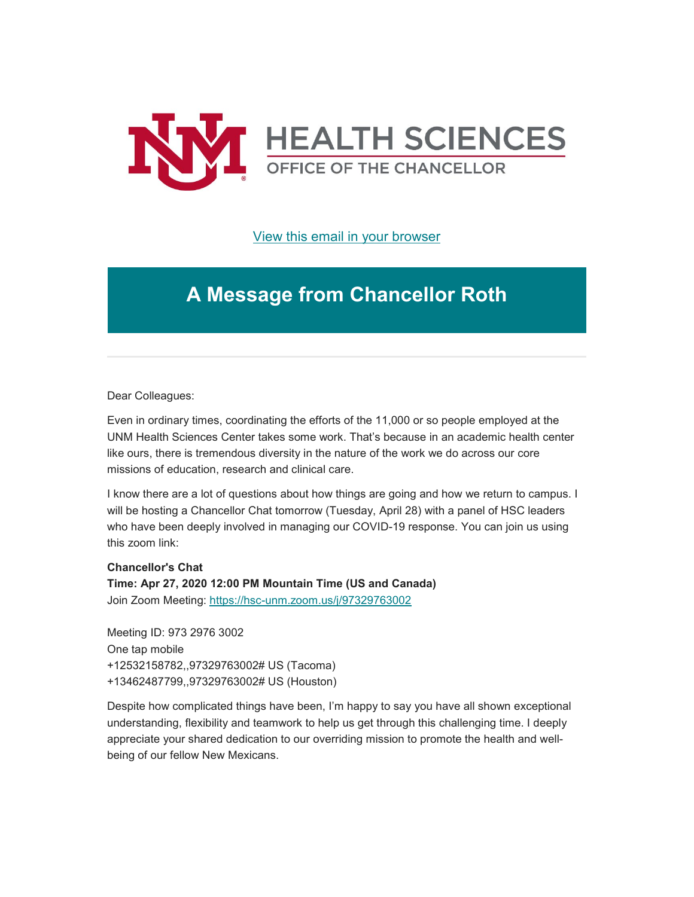# HEALTH SCIENCES

OFFICE OF THE CHANCELLOR

[View this email in your browser](#)

## A Message from Chancellor Roth

---

Dear Colleagues:

Even in ordinary times, coordinating the efforts of the 11,000 or so people employed at the UNM Health Sciences Center takes some work. That's because in an academic health center like ours, there is tremendous diversity in the nature of the work we do across our core missions of education, research and clinical care.

I know there are a lot of questions about how things are going and how we return to campus. I will be hosting a Chancellor Chat tomorrow (Tuesday, April 28) with a panel of HSC leaders who have been deeply involved in managing our COVID-19 response. You can join us using this zoom link:

**Chancellor's Chat**
**Time: Apr 27, 2020 12:00 PM Mountain Time (US and Canada)**
Join Zoom Meeting: [https://hsc-unm.zoom.us/j/97329763002](https://hsc-unm.zoom.us/j/97329763002)

Meeting ID: 973 2976 3002
One tap mobile
+12532158782,,97329763002# US (Tacoma)
+13462487799,,97329763002# US (Houston)

Despite how complicated things have been, I'm happy to say you have all shown exceptional understanding, flexibility and teamwork to help us get through this challenging time. I deeply appreciate your shared dedication to our overriding mission to promote the health and well-being of our fellow New Mexicans.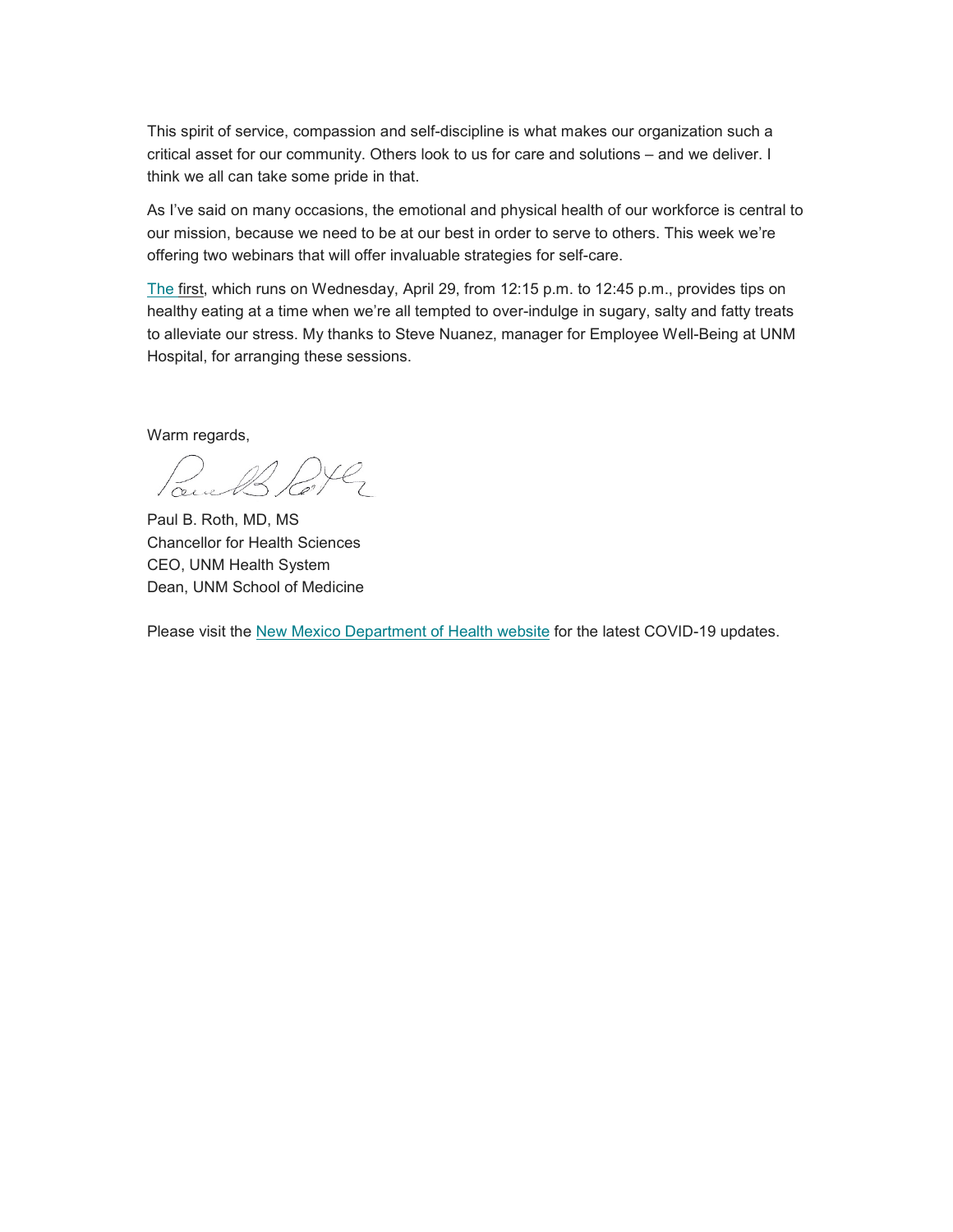This spirit of service, compassion and self-discipline is what makes our organization such a critical asset for our community. Others look to us for care and solutions – and we deliver. I think we all can take some pride in that.

As I've said on many occasions, the emotional and physical health of our workforce is central to our mission, because we need to be at our best in order to serve to others. This week we're offering two webinars that will offer invaluable strategies for self-care.

The first, which runs on Wednesday, April 29, from 12:15 p.m. to 12:45 p.m., provides tips on healthy eating at a time when we're all tempted to over-indulge in sugary, salty and fatty treats to alleviate our stress. My thanks to Steve Nuanez, manager for Employee Well-Being at UNM Hospital, for arranging these sessions.

Warm regards,

Paul B. Roth, MD, MS
Chancellor for Health Sciences
CEO, UNM Health System
Dean, UNM School of Medicine

Please visit the New Mexico Department of Health website for the latest COVID-19 updates.